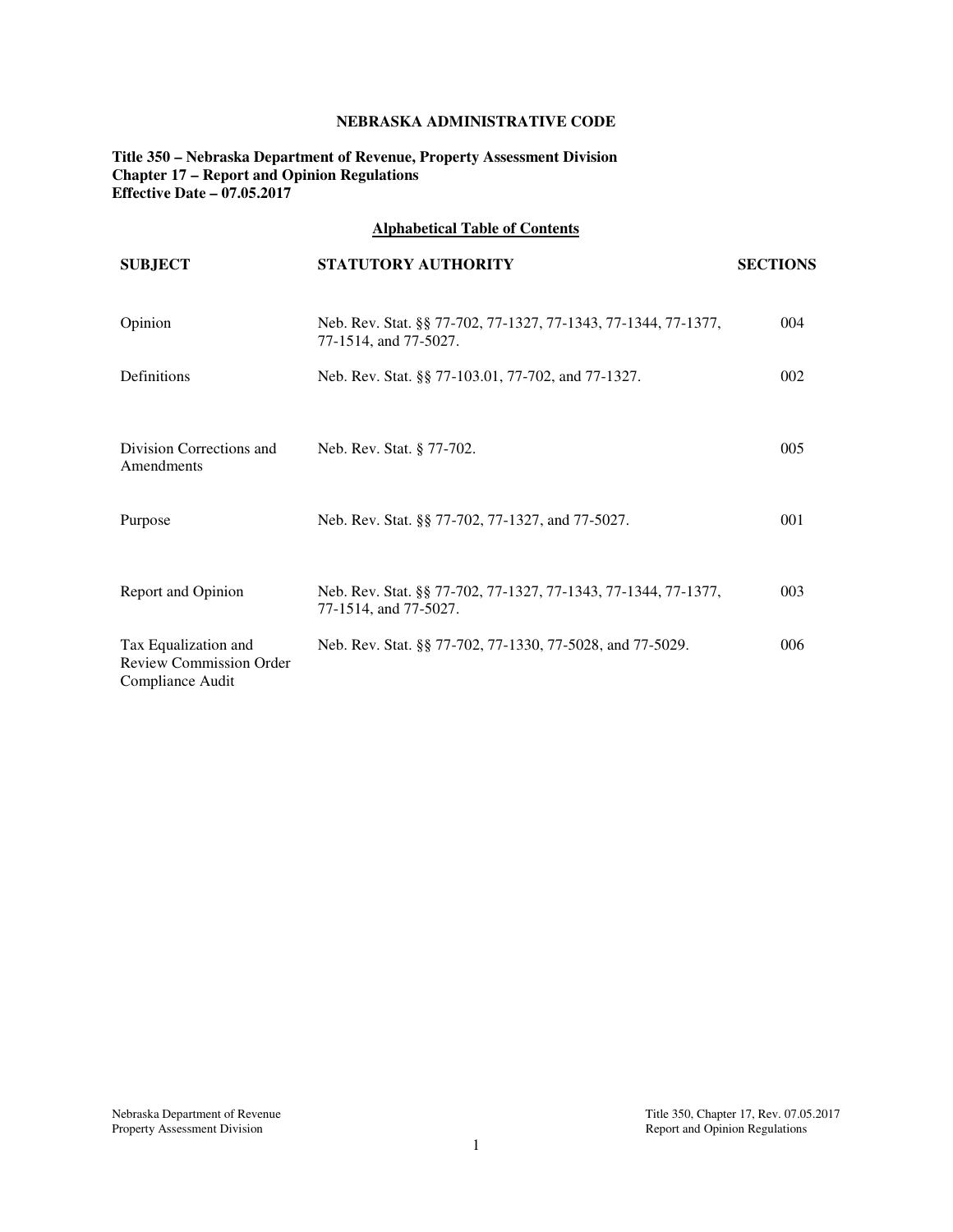# NEBRASKA ADMINISTRATIVE CODE

**Title 350 – Nebraska Department of Revenue, Property Assessment Division**
**Chapter 17 – Report and Opinion Regulations**
**Effective Date – 07.05.2017**

## Alphabetical Table of Contents

| SUBJECT | STATUTORY AUTHORITY | SECTIONS |
| --- | --- | --- |
| Opinion | Neb. Rev. Stat. §§ 77-702, 77-1327, 77-1343, 77-1344, 77-1377, 77-1514, and 77-5027. | 004 |
| Definitions | Neb. Rev. Stat. §§ 77-103.01, 77-702, and 77-1327. | 002 |
| Division Corrections and Amendments | Neb. Rev. Stat. § 77-702. | 005 |
| Purpose | Neb. Rev. Stat. §§ 77-702, 77-1327, and 77-5027. | 001 |
| Report and Opinion | Neb. Rev. Stat. §§ 77-702, 77-1327, 77-1343, 77-1344, 77-1377, 77-1514, and 77-5027. | 003 |
| Tax Equalization and Review Commission Order Compliance Audit | Neb. Rev. Stat. §§ 77-702, 77-1330, 77-5028, and 77-5029. | 006 |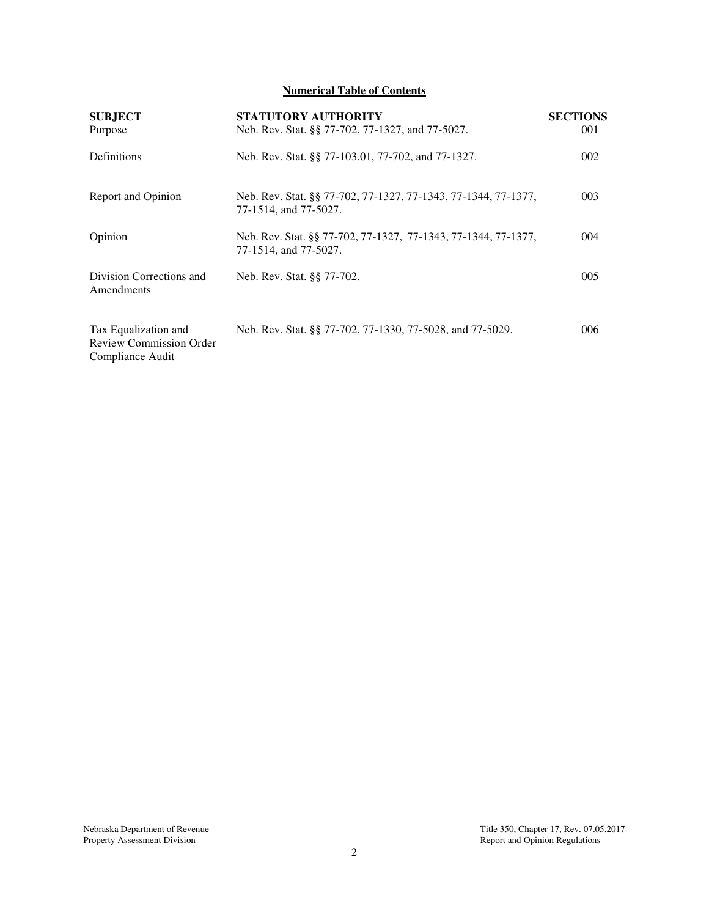**Numerical Table of Contents**

| SUBJECT | STATUTORY AUTHORITY | SECTIONS |
|---|---|---|
| Purpose | Neb. Rev. Stat. §§ 77-702, 77-1327, and 77-5027. | 001 |
| Definitions | Neb. Rev. Stat. §§ 77-103.01, 77-702, and 77-1327. | 002 |
| Report and Opinion | Neb. Rev. Stat. §§ 77-702, 77-1327, 77-1343, 77-1344, 77-1377, 77-1514, and 77-5027. | 003 |
| Opinion | Neb. Rev. Stat. §§ 77-702, 77-1327, 77-1343, 77-1344, 77-1377, 77-1514, and 77-5027. | 004 |
| Division Corrections and Amendments | Neb. Rev. Stat. §§ 77-702. | 005 |
| Tax Equalization and Review Commission Order Compliance Audit | Neb. Rev. Stat. §§ 77-702, 77-1330, 77-5028, and 77-5029. | 006 |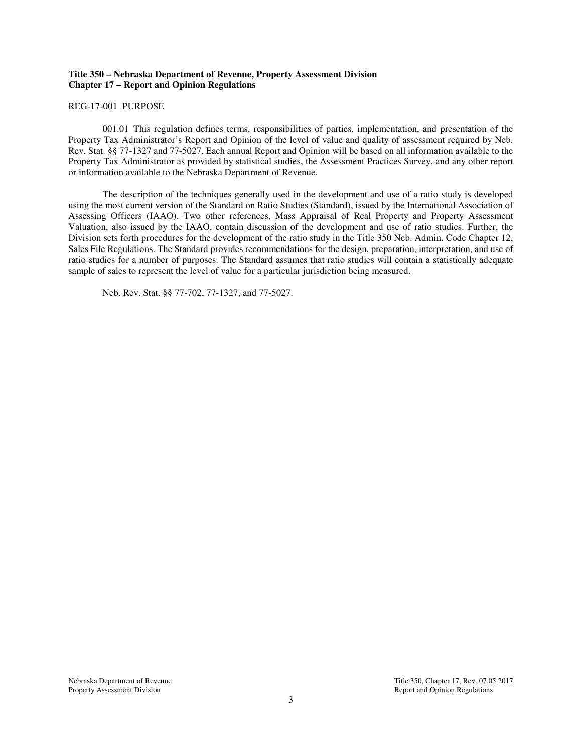**Title 350 – Nebraska Department of Revenue, Property Assessment Division**
**Chapter 17 – Report and Opinion Regulations**

REG-17-001 PURPOSE

001.01 This regulation defines terms, responsibilities of parties, implementation, and presentation of the Property Tax Administrator's Report and Opinion of the level of value and quality of assessment required by Neb. Rev. Stat. §§ 77-1327 and 77-5027. Each annual Report and Opinion will be based on all information available to the Property Tax Administrator as provided by statistical studies, the Assessment Practices Survey, and any other report or information available to the Nebraska Department of Revenue.

The description of the techniques generally used in the development and use of a ratio study is developed using the most current version of the Standard on Ratio Studies (Standard), issued by the International Association of Assessing Officers (IAAO). Two other references, Mass Appraisal of Real Property and Property Assessment Valuation, also issued by the IAAO, contain discussion of the development and use of ratio studies. Further, the Division sets forth procedures for the development of the ratio study in the Title 350 Neb. Admin. Code Chapter 12, Sales File Regulations. The Standard provides recommendations for the design, preparation, interpretation, and use of ratio studies for a number of purposes. The Standard assumes that ratio studies will contain a statistically adequate sample of sales to represent the level of value for a particular jurisdiction being measured.

Neb. Rev. Stat. §§ 77-702, 77-1327, and 77-5027.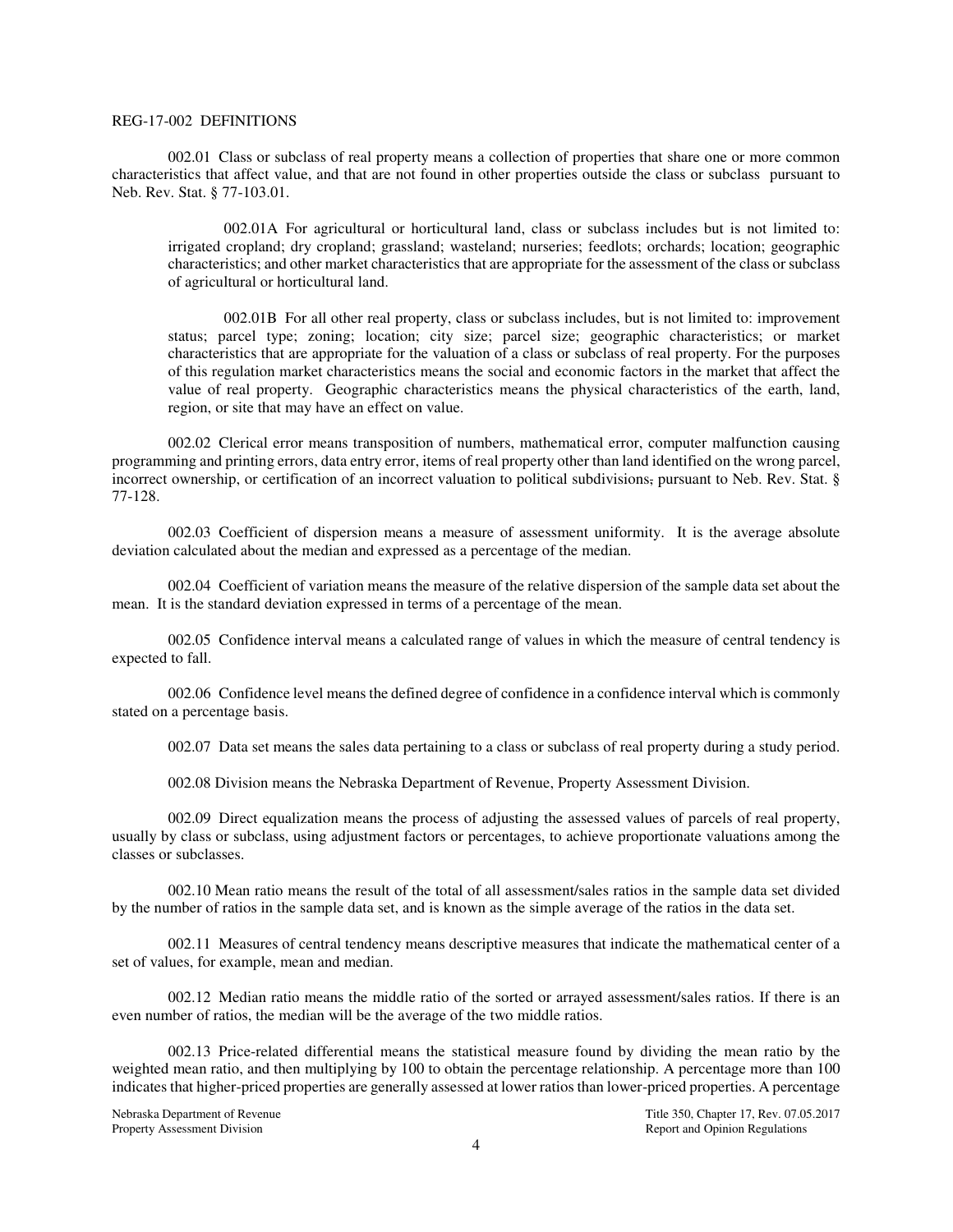REG-17-002 DEFINITIONS

002.01 Class or subclass of real property means a collection of properties that share one or more common characteristics that affect value, and that are not found in other properties outside the class or subclass pursuant to Neb. Rev. Stat. § 77-103.01.

002.01A For agricultural or horticultural land, class or subclass includes but is not limited to: irrigated cropland; dry cropland; grassland; wasteland; nurseries; feedlots; orchards; location; geographic characteristics; and other market characteristics that are appropriate for the assessment of the class or subclass of agricultural or horticultural land.

002.01B For all other real property, class or subclass includes, but is not limited to: improvement status; parcel type; zoning; location; city size; parcel size; geographic characteristics; or market characteristics that are appropriate for the valuation of a class or subclass of real property. For the purposes of this regulation market characteristics means the social and economic factors in the market that affect the value of real property. Geographic characteristics means the physical characteristics of the earth, land, region, or site that may have an effect on value.

002.02 Clerical error means transposition of numbers, mathematical error, computer malfunction causing programming and printing errors, data entry error, items of real property other than land identified on the wrong parcel, incorrect ownership, or certification of an incorrect valuation to political subdivisions, pursuant to Neb. Rev. Stat. § 77-128.

002.03 Coefficient of dispersion means a measure of assessment uniformity. It is the average absolute deviation calculated about the median and expressed as a percentage of the median.

002.04 Coefficient of variation means the measure of the relative dispersion of the sample data set about the mean. It is the standard deviation expressed in terms of a percentage of the mean.

002.05 Confidence interval means a calculated range of values in which the measure of central tendency is expected to fall.

002.06 Confidence level means the defined degree of confidence in a confidence interval which is commonly stated on a percentage basis.

002.07 Data set means the sales data pertaining to a class or subclass of real property during a study period.

002.08 Division means the Nebraska Department of Revenue, Property Assessment Division.

002.09 Direct equalization means the process of adjusting the assessed values of parcels of real property, usually by class or subclass, using adjustment factors or percentages, to achieve proportionate valuations among the classes or subclasses.

002.10 Mean ratio means the result of the total of all assessment/sales ratios in the sample data set divided by the number of ratios in the sample data set, and is known as the simple average of the ratios in the data set.

002.11 Measures of central tendency means descriptive measures that indicate the mathematical center of a set of values, for example, mean and median.

002.12 Median ratio means the middle ratio of the sorted or arrayed assessment/sales ratios. If there is an even number of ratios, the median will be the average of the two middle ratios.

002.13 Price-related differential means the statistical measure found by dividing the mean ratio by the weighted mean ratio, and then multiplying by 100 to obtain the percentage relationship. A percentage more than 100 indicates that higher-priced properties are generally assessed at lower ratios than lower-priced properties. A percentage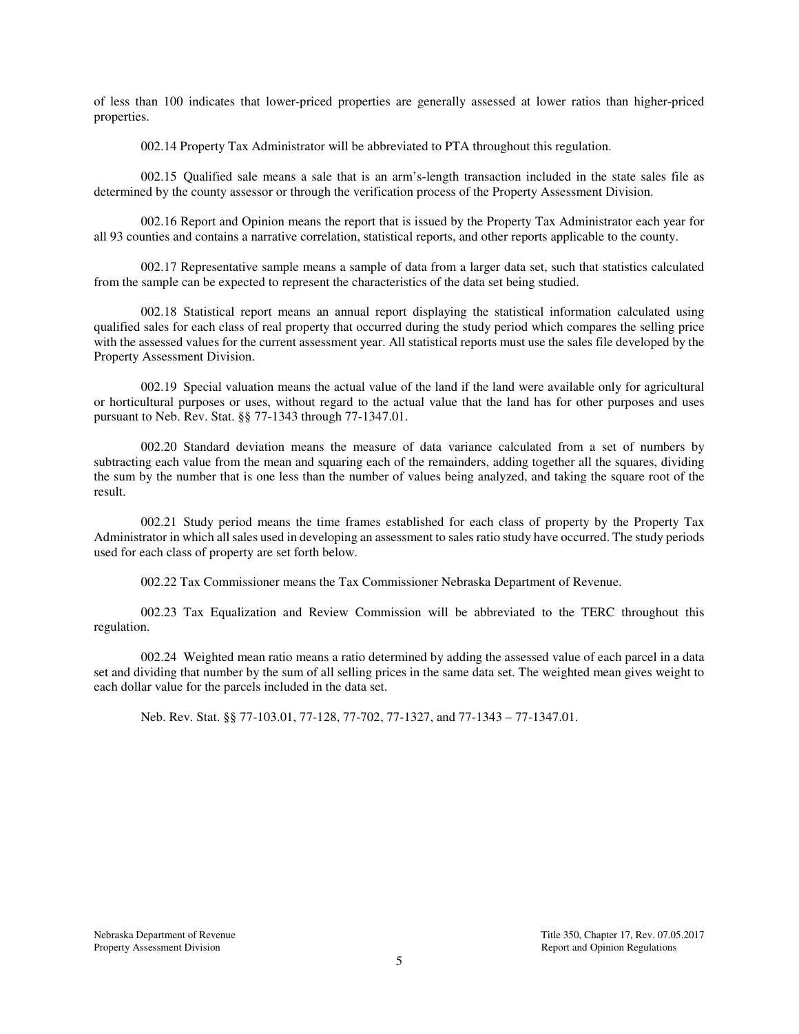of less than 100 indicates that lower-priced properties are generally assessed at lower ratios than higher-priced properties.

002.14 Property Tax Administrator will be abbreviated to PTA throughout this regulation.

002.15 Qualified sale means a sale that is an arm's-length transaction included in the state sales file as determined by the county assessor or through the verification process of the Property Assessment Division.

002.16 Report and Opinion means the report that is issued by the Property Tax Administrator each year for all 93 counties and contains a narrative correlation, statistical reports, and other reports applicable to the county.

002.17 Representative sample means a sample of data from a larger data set, such that statistics calculated from the sample can be expected to represent the characteristics of the data set being studied.

002.18 Statistical report means an annual report displaying the statistical information calculated using qualified sales for each class of real property that occurred during the study period which compares the selling price with the assessed values for the current assessment year. All statistical reports must use the sales file developed by the Property Assessment Division.

002.19 Special valuation means the actual value of the land if the land were available only for agricultural or horticultural purposes or uses, without regard to the actual value that the land has for other purposes and uses pursuant to Neb. Rev. Stat. §§ 77-1343 through 77-1347.01.

002.20 Standard deviation means the measure of data variance calculated from a set of numbers by subtracting each value from the mean and squaring each of the remainders, adding together all the squares, dividing the sum by the number that is one less than the number of values being analyzed, and taking the square root of the result.

002.21 Study period means the time frames established for each class of property by the Property Tax Administrator in which all sales used in developing an assessment to sales ratio study have occurred. The study periods used for each class of property are set forth below.

002.22 Tax Commissioner means the Tax Commissioner Nebraska Department of Revenue.

002.23 Tax Equalization and Review Commission will be abbreviated to the TERC throughout this regulation.

002.24 Weighted mean ratio means a ratio determined by adding the assessed value of each parcel in a data set and dividing that number by the sum of all selling prices in the same data set. The weighted mean gives weight to each dollar value for the parcels included in the data set.

Neb. Rev. Stat. §§ 77-103.01, 77-128, 77-702, 77-1327, and 77-1343 – 77-1347.01.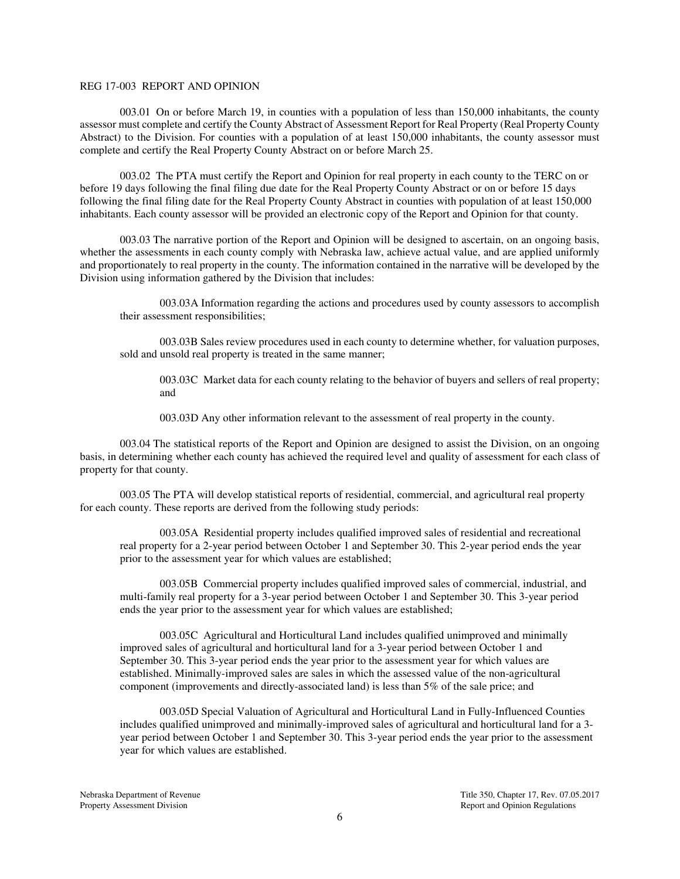## REG 17-003 REPORT AND OPINION

003.01 On or before March 19, in counties with a population of less than 150,000 inhabitants, the county assessor must complete and certify the County Abstract of Assessment Report for Real Property (Real Property County Abstract) to the Division. For counties with a population of at least 150,000 inhabitants, the county assessor must complete and certify the Real Property County Abstract on or before March 25.

003.02 The PTA must certify the Report and Opinion for real property in each county to the TERC on or before 19 days following the final filing due date for the Real Property County Abstract or on or before 15 days following the final filing date for the Real Property County Abstract in counties with population of at least 150,000 inhabitants. Each county assessor will be provided an electronic copy of the Report and Opinion for that county.

003.03 The narrative portion of the Report and Opinion will be designed to ascertain, on an ongoing basis, whether the assessments in each county comply with Nebraska law, achieve actual value, and are applied uniformly and proportionately to real property in the county. The information contained in the narrative will be developed by the Division using information gathered by the Division that includes:

003.03A Information regarding the actions and procedures used by county assessors to accomplish their assessment responsibilities;

003.03B Sales review procedures used in each county to determine whether, for valuation purposes, sold and unsold real property is treated in the same manner;

003.03C Market data for each county relating to the behavior of buyers and sellers of real property; and

003.03D Any other information relevant to the assessment of real property in the county.

003.04 The statistical reports of the Report and Opinion are designed to assist the Division, on an ongoing basis, in determining whether each county has achieved the required level and quality of assessment for each class of property for that county.

003.05 The PTA will develop statistical reports of residential, commercial, and agricultural real property for each county. These reports are derived from the following study periods:

003.05A Residential property includes qualified improved sales of residential and recreational real property for a 2-year period between October 1 and September 30. This 2-year period ends the year prior to the assessment year for which values are established;

003.05B Commercial property includes qualified improved sales of commercial, industrial, and multi-family real property for a 3-year period between October 1 and September 30. This 3-year period ends the year prior to the assessment year for which values are established;

003.05C Agricultural and Horticultural Land includes qualified unimproved and minimally improved sales of agricultural and horticultural land for a 3-year period between October 1 and September 30. This 3-year period ends the year prior to the assessment year for which values are established. Minimally-improved sales are sales in which the assessed value of the non-agricultural component (improvements and directly-associated land) is less than 5% of the sale price; and

003.05D Special Valuation of Agricultural and Horticultural Land in Fully-Influenced Counties includes qualified unimproved and minimally-improved sales of agricultural and horticultural land for a 3-year period between October 1 and September 30. This 3-year period ends the year prior to the assessment year for which values are established.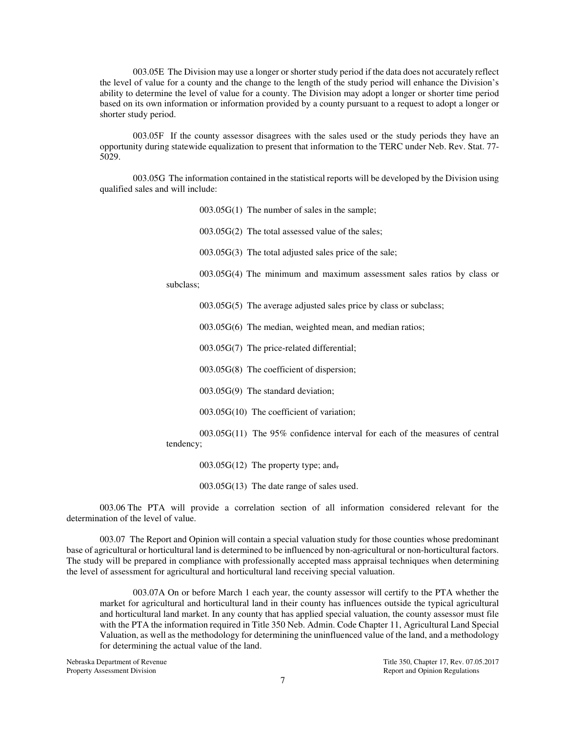003.05E The Division may use a longer or shorter study period if the data does not accurately reflect the level of value for a county and the change to the length of the study period will enhance the Division's ability to determine the level of value for a county. The Division may adopt a longer or shorter time period based on its own information or information provided by a county pursuant to a request to adopt a longer or shorter study period.

003.05F If the county assessor disagrees with the sales used or the study periods they have an opportunity during statewide equalization to present that information to the TERC under Neb. Rev. Stat. 77-5029.

003.05G The information contained in the statistical reports will be developed by the Division using qualified sales and will include:

003.05G(1) The number of sales in the sample;

003.05G(2) The total assessed value of the sales;

003.05G(3) The total adjusted sales price of the sale;

003.05G(4) The minimum and maximum assessment sales ratios by class or subclass;

003.05G(5) The average adjusted sales price by class or subclass;

003.05G(6) The median, weighted mean, and median ratios;

003.05G(7) The price-related differential;

003.05G(8) The coefficient of dispersion;

003.05G(9) The standard deviation;

003.05G(10) The coefficient of variation;

003.05G(11) The 95% confidence interval for each of the measures of central tendency;

003.05G(12) The property type; and,

003.05G(13) The date range of sales used.

003.06 The PTA will provide a correlation section of all information considered relevant for the determination of the level of value.

003.07 The Report and Opinion will contain a special valuation study for those counties whose predominant base of agricultural or horticultural land is determined to be influenced by non-agricultural or non-horticultural factors. The study will be prepared in compliance with professionally accepted mass appraisal techniques when determining the level of assessment for agricultural and horticultural land receiving special valuation.

003.07A On or before March 1 each year, the county assessor will certify to the PTA whether the market for agricultural and horticultural land in their county has influences outside the typical agricultural and horticultural land market. In any county that has applied special valuation, the county assessor must file with the PTA the information required in Title 350 Neb. Admin. Code Chapter 11, Agricultural Land Special Valuation, as well as the methodology for determining the uninfluenced value of the land, and a methodology for determining the actual value of the land.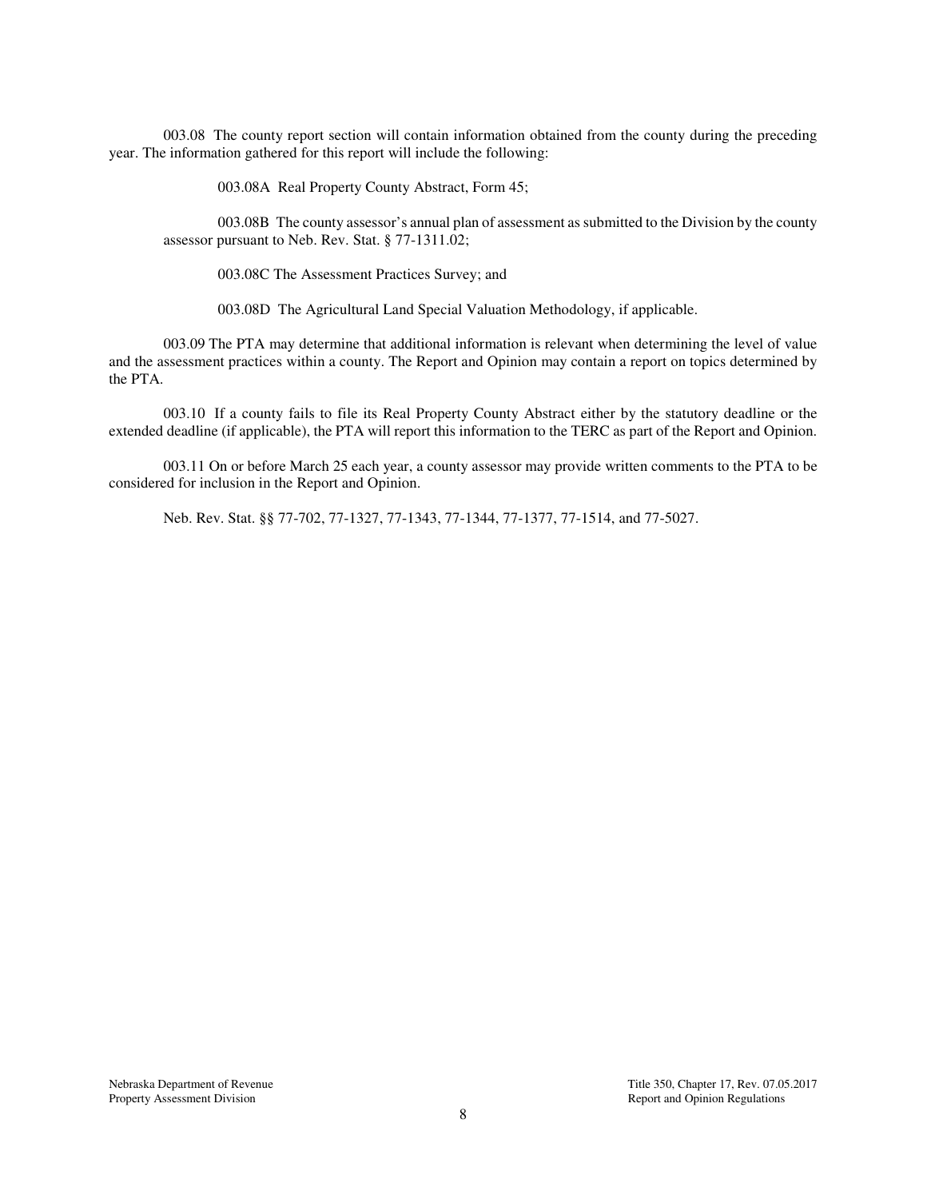003.08 The county report section will contain information obtained from the county during the preceding year. The information gathered for this report will include the following:

003.08A Real Property County Abstract, Form 45;

003.08B The county assessor's annual plan of assessment as submitted to the Division by the county assessor pursuant to Neb. Rev. Stat. § 77-1311.02;

003.08C The Assessment Practices Survey; and

003.08D The Agricultural Land Special Valuation Methodology, if applicable.

003.09 The PTA may determine that additional information is relevant when determining the level of value and the assessment practices within a county. The Report and Opinion may contain a report on topics determined by the PTA.

003.10 If a county fails to file its Real Property County Abstract either by the statutory deadline or the extended deadline (if applicable), the PTA will report this information to the TERC as part of the Report and Opinion.

003.11 On or before March 25 each year, a county assessor may provide written comments to the PTA to be considered for inclusion in the Report and Opinion.

Neb. Rev. Stat. §§ 77-702, 77-1327, 77-1343, 77-1344, 77-1377, 77-1514, and 77-5027.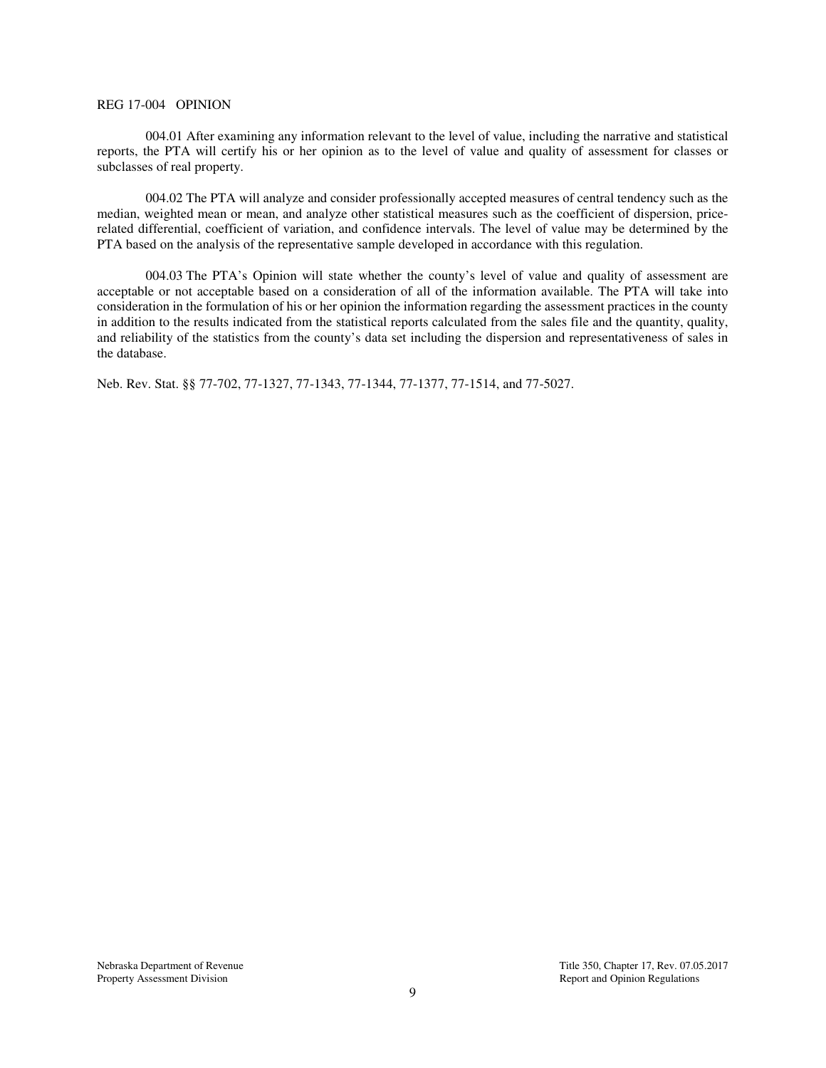REG 17-004 OPINION

004.01 After examining any information relevant to the level of value, including the narrative and statistical reports, the PTA will certify his or her opinion as to the level of value and quality of assessment for classes or subclasses of real property.

004.02 The PTA will analyze and consider professionally accepted measures of central tendency such as the median, weighted mean or mean, and analyze other statistical measures such as the coefficient of dispersion, price-related differential, coefficient of variation, and confidence intervals. The level of value may be determined by the PTA based on the analysis of the representative sample developed in accordance with this regulation.

004.03 The PTA's Opinion will state whether the county's level of value and quality of assessment are acceptable or not acceptable based on a consideration of all of the information available. The PTA will take into consideration in the formulation of his or her opinion the information regarding the assessment practices in the county in addition to the results indicated from the statistical reports calculated from the sales file and the quantity, quality, and reliability of the statistics from the county's data set including the dispersion and representativeness of sales in the database.

Neb. Rev. Stat. §§ 77-702, 77-1327, 77-1343, 77-1344, 77-1377, 77-1514, and 77-5027.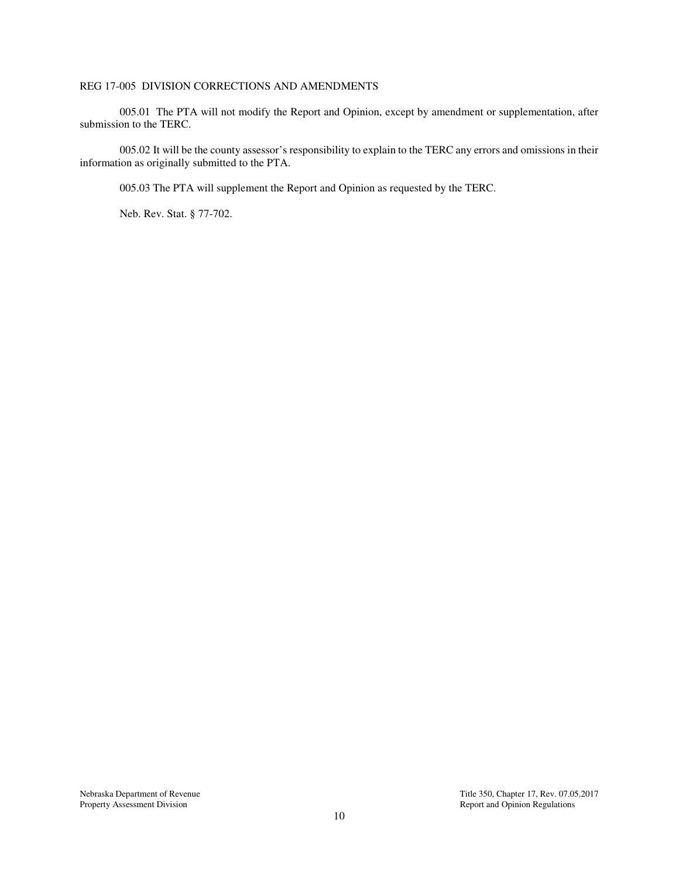## REG 17-005 DIVISION CORRECTIONS AND AMENDMENTS

005.01 The PTA will not modify the Report and Opinion, except by amendment or supplementation, after submission to the TERC.

005.02 It will be the county assessor's responsibility to explain to the TERC any errors and omissions in their information as originally submitted to the PTA.

005.03 The PTA will supplement the Report and Opinion as requested by the TERC.

Neb. Rev. Stat. § 77-702.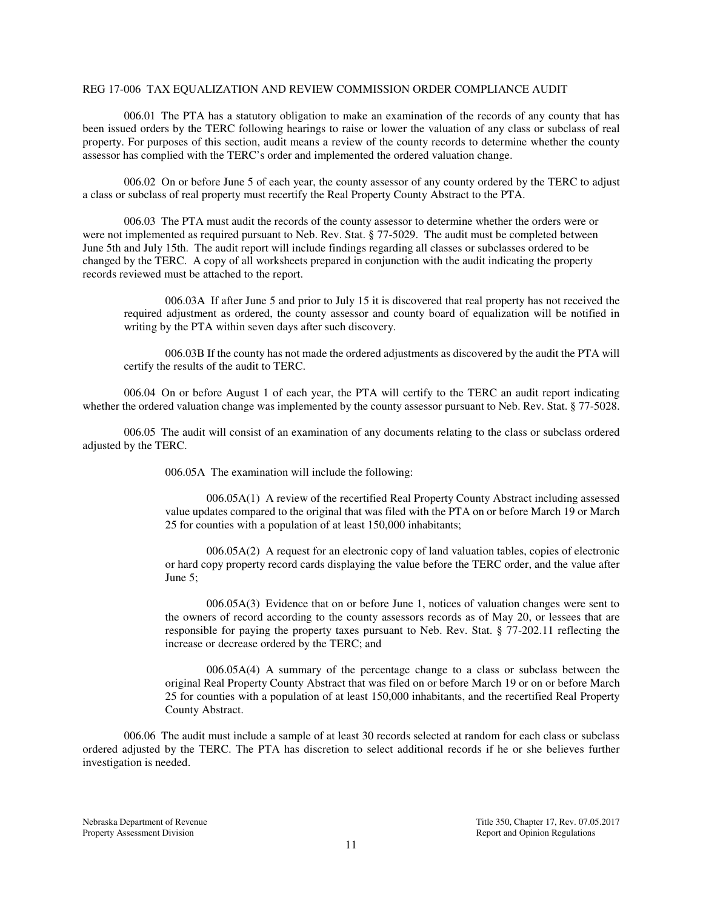REG 17-006 TAX EQUALIZATION AND REVIEW COMMISSION ORDER COMPLIANCE AUDIT

006.01 The PTA has a statutory obligation to make an examination of the records of any county that has been issued orders by the TERC following hearings to raise or lower the valuation of any class or subclass of real property. For purposes of this section, audit means a review of the county records to determine whether the county assessor has complied with the TERC's order and implemented the ordered valuation change.

006.02 On or before June 5 of each year, the county assessor of any county ordered by the TERC to adjust a class or subclass of real property must recertify the Real Property County Abstract to the PTA.

006.03 The PTA must audit the records of the county assessor to determine whether the orders were or were not implemented as required pursuant to Neb. Rev. Stat. § 77-5029. The audit must be completed between June 5th and July 15th. The audit report will include findings regarding all classes or subclasses ordered to be changed by the TERC. A copy of all worksheets prepared in conjunction with the audit indicating the property records reviewed must be attached to the report.

006.03A If after June 5 and prior to July 15 it is discovered that real property has not received the required adjustment as ordered, the county assessor and county board of equalization will be notified in writing by the PTA within seven days after such discovery.

006.03B If the county has not made the ordered adjustments as discovered by the audit the PTA will certify the results of the audit to TERC.

006.04 On or before August 1 of each year, the PTA will certify to the TERC an audit report indicating whether the ordered valuation change was implemented by the county assessor pursuant to Neb. Rev. Stat. § 77-5028.

006.05 The audit will consist of an examination of any documents relating to the class or subclass ordered adjusted by the TERC.

006.05A The examination will include the following:

006.05A(1) A review of the recertified Real Property County Abstract including assessed value updates compared to the original that was filed with the PTA on or before March 19 or March 25 for counties with a population of at least 150,000 inhabitants;

006.05A(2) A request for an electronic copy of land valuation tables, copies of electronic or hard copy property record cards displaying the value before the TERC order, and the value after June 5;

006.05A(3) Evidence that on or before June 1, notices of valuation changes were sent to the owners of record according to the county assessors records as of May 20, or lessees that are responsible for paying the property taxes pursuant to Neb. Rev. Stat. § 77-202.11 reflecting the increase or decrease ordered by the TERC; and

006.05A(4) A summary of the percentage change to a class or subclass between the original Real Property County Abstract that was filed on or before March 19 or on or before March 25 for counties with a population of at least 150,000 inhabitants, and the recertified Real Property County Abstract.

006.06 The audit must include a sample of at least 30 records selected at random for each class or subclass ordered adjusted by the TERC. The PTA has discretion to select additional records if he or she believes further investigation is needed.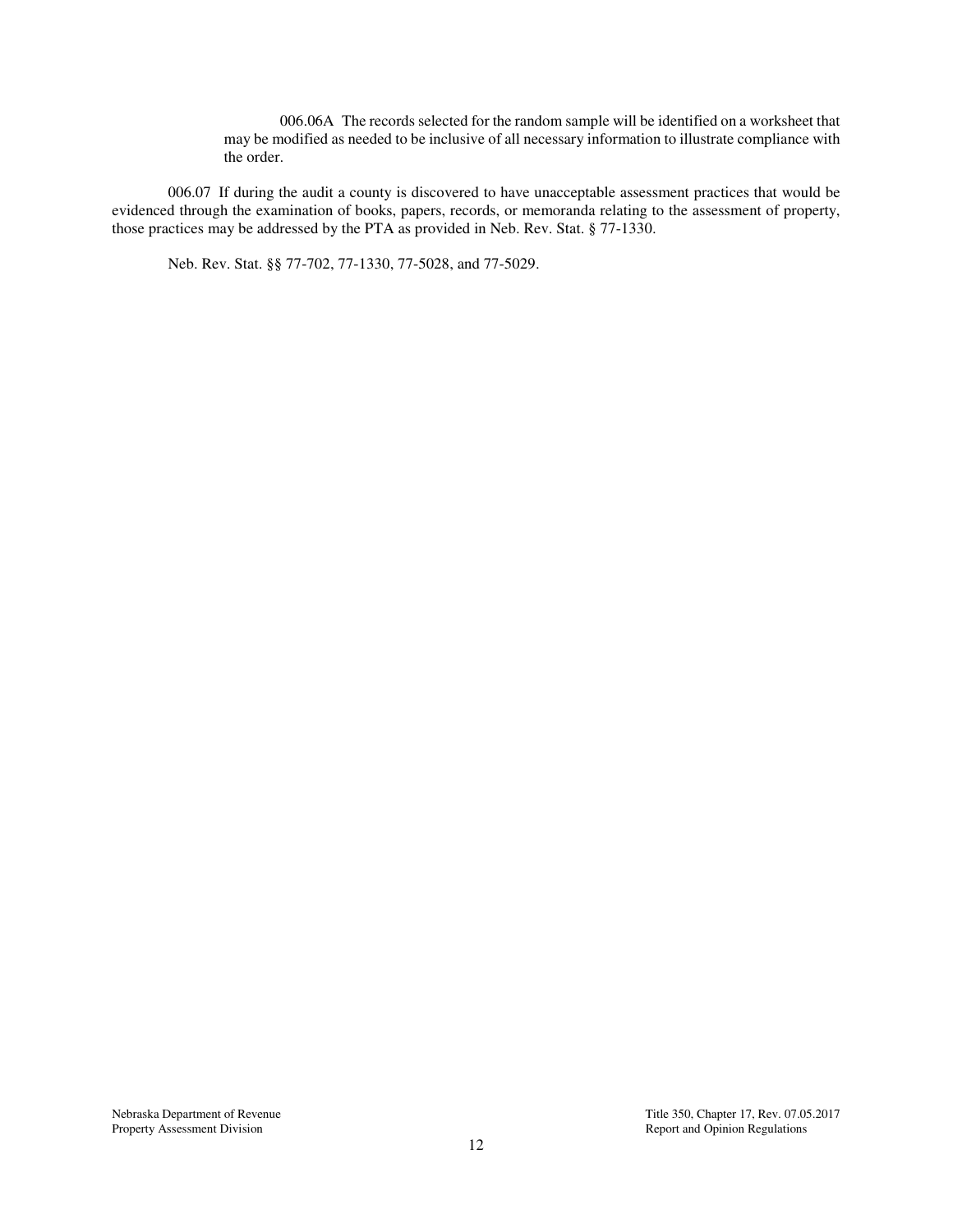006.06A The records selected for the random sample will be identified on a worksheet that may be modified as needed to be inclusive of all necessary information to illustrate compliance with the order.

006.07 If during the audit a county is discovered to have unacceptable assessment practices that would be evidenced through the examination of books, papers, records, or memoranda relating to the assessment of property, those practices may be addressed by the PTA as provided in Neb. Rev. Stat. § 77-1330.

Neb. Rev. Stat. §§ 77-702, 77-1330, 77-5028, and 77-5029.